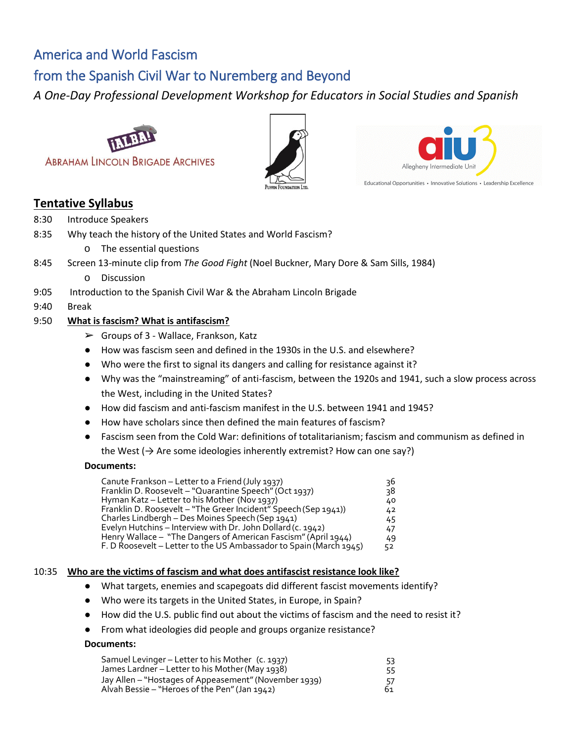# America and World Fascism

# from the Spanish Civil War to Nuremberg and Beyond

*A One-Day Professional Development Workshop for Educators in Social Studies and Spanish*

¡ALBA! ABRAHAM LINCOLN BRIGADE ARCHIVES

PUFFIN FOUNDATION LTD.

aiu3 Allegheny Intermediate Unit
Educational Opportunities • Innovative Solutions • Leadership Excellence

## Tentative Syllabus

8:30 Introduce Speakers

8:35 Why teach the history of the United States and World Fascism?
- The essential questions

8:45 Screen 13-minute clip from *The Good Fight* (Noel Buckner, Mary Dore & Sam Sills, 1984)
- Discussion

9:05 Introduction to the Spanish Civil War & the Abraham Lincoln Brigade

9:40 Break

9:50 **What is fascism? What is antifascism?**

- ➢ Groups of 3 - Wallace, Frankson, Katz
- How was fascism seen and defined in the 1930s in the U.S. and elsewhere?
- Who were the first to signal its dangers and calling for resistance against it?
- Why was the "mainstreaming" of anti-fascism, between the 1920s and 1941, such a slow process across the West, including in the United States?
- How did fascism and anti-fascism manifest in the U.S. between 1941 and 1945?
- How have scholars since then defined the main features of fascism?
- Fascism seen from the Cold War: definitions of totalitarianism; fascism and communism as defined in the West (→ Are some ideologies inherently extremist? How can one say?)

**Documents:**

| | |
|---|---|
| Canute Frankson – Letter to a Friend (July 1937) | 36 |
| Franklin D. Roosevelt – "Quarantine Speech" (Oct 1937) | 38 |
| Hyman Katz – Letter to his Mother (Nov 1937) | 40 |
| Franklin D. Roosevelt – "The Greer Incident" Speech (Sep 1941)) | 42 |
| Charles Lindbergh – Des Moines Speech (Sep 1941) | 45 |
| Evelyn Hutchins – Interview with Dr. John Dollard (c. 1942) | 47 |
| Henry Wallace – "The Dangers of American Fascism" (April 1944) | 49 |
| F. D Roosevelt – Letter to the US Ambassador to Spain (March 1945) | 52 |

10:35 **Who are the victims of fascism and what does antifascist resistance look like?**

- What targets, enemies and scapegoats did different fascist movements identify?
- Who were its targets in the United States, in Europe, in Spain?
- How did the U.S. public find out about the victims of fascism and the need to resist it?
- From what ideologies did people and groups organize resistance?

**Documents:**

| | |
|---|---|
| Samuel Levinger – Letter to his Mother (c. 1937) | 53 |
| James Lardner – Letter to his Mother (May 1938) | 55 |
| Jay Allen – "Hostages of Appeasement" (November 1939) | 57 |
| Alvah Bessie – "Heroes of the Pen" (Jan 1942) | 61 |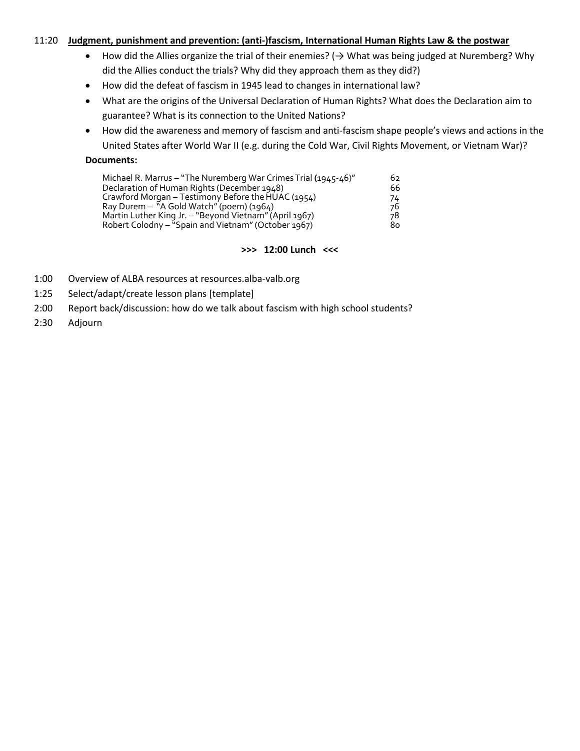11:20 **Judgment, punishment and prevention: (anti-)fascism, International Human Rights Law & the postwar**

- How did the Allies organize the trial of their enemies? (→ What was being judged at Nuremberg? Why did the Allies conduct the trials? Why did they approach them as they did?)
- How did the defeat of fascism in 1945 lead to changes in international law?
- What are the origins of the Universal Declaration of Human Rights? What does the Declaration aim to guarantee? What is its connection to the United Nations?
- How did the awareness and memory of fascism and anti-fascism shape people's views and actions in the United States after World War II (e.g. during the Cold War, Civil Rights Movement, or Vietnam War)?

**Documents:**

| | |
|---|---|
| Michael R. Marrus – "The Nuremberg War Crimes Trial (1945-46)" | 62 |
| Declaration of Human Rights (December 1948) | 66 |
| Crawford Morgan – Testimony Before the HUAC (1954) | 74 |
| Ray Durem – "A Gold Watch" (poem) (1964) | 76 |
| Martin Luther King Jr. – "Beyond Vietnam" (April 1967) | 78 |
| Robert Colodny – "Spain and Vietnam" (October 1967) | 80 |

**>>> 12:00 Lunch <<<**

1:00 Overview of ALBA resources at resources.alba-valb.org

1:25 Select/adapt/create lesson plans [template]

2:00 Report back/discussion: how do we talk about fascism with high school students?

2:30 Adjourn